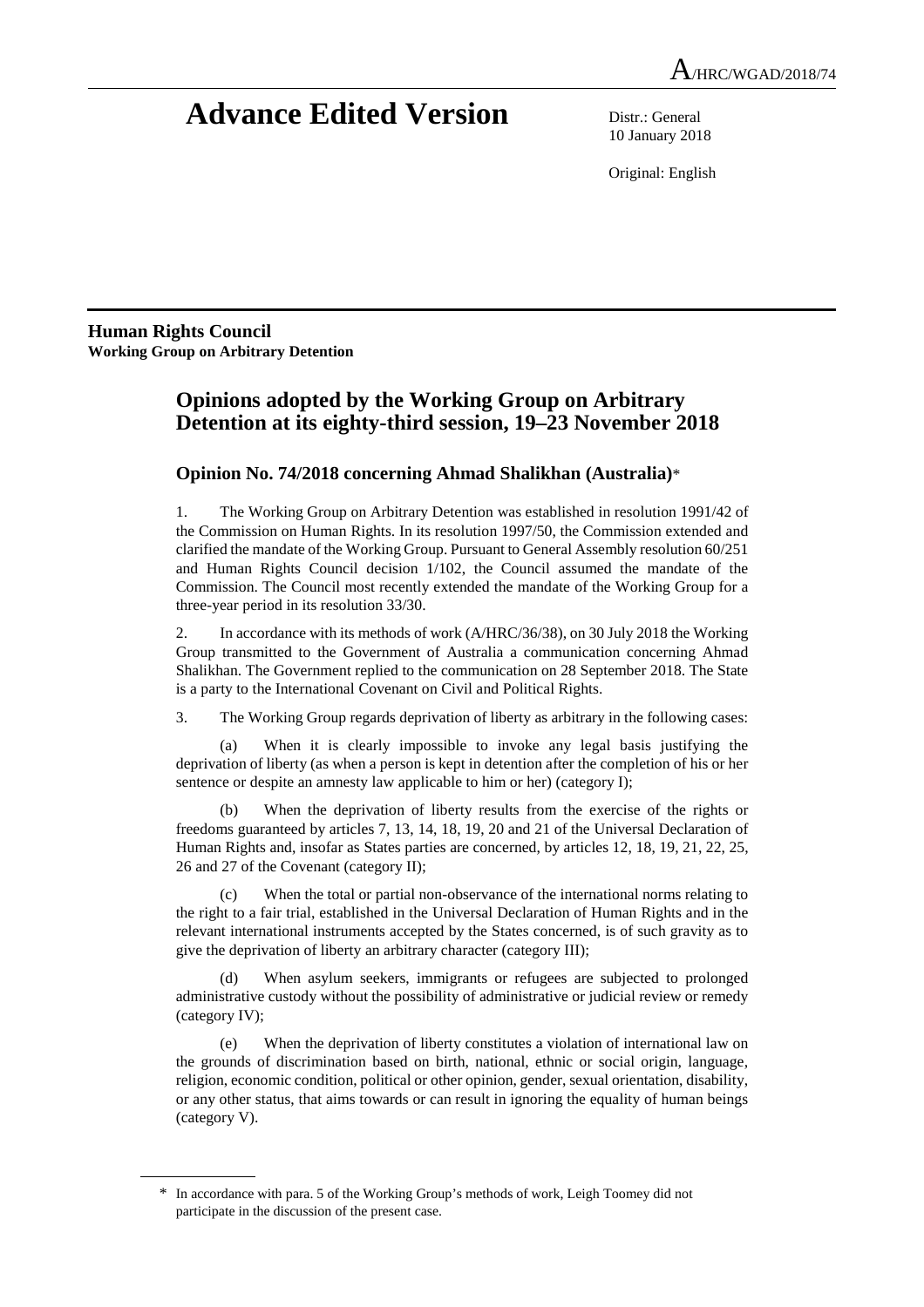A/HRC/WGAD/2018/74

# Advance Edited Version

Distr.: General
10 January 2018

Original: English

**Human Rights Council**
**Working Group on Arbitrary Detention**

## Opinions adopted by the Working Group on Arbitrary Detention at its eighty-third session, 19–23 November 2018

### Opinion No. 74/2018 concerning Ahmad Shalikhan (Australia)*

1. The Working Group on Arbitrary Detention was established in resolution 1991/42 of the Commission on Human Rights. In its resolution 1997/50, the Commission extended and clarified the mandate of the Working Group. Pursuant to General Assembly resolution 60/251 and Human Rights Council decision 1/102, the Council assumed the mandate of the Commission. The Council most recently extended the mandate of the Working Group for a three-year period in its resolution 33/30.

2. In accordance with its methods of work (A/HRC/36/38), on 30 July 2018 the Working Group transmitted to the Government of Australia a communication concerning Ahmad Shalikhan. The Government replied to the communication on 28 September 2018. The State is a party to the International Covenant on Civil and Political Rights.

3. The Working Group regards deprivation of liberty as arbitrary in the following cases:

(a) When it is clearly impossible to invoke any legal basis justifying the deprivation of liberty (as when a person is kept in detention after the completion of his or her sentence or despite an amnesty law applicable to him or her) (category I);

(b) When the deprivation of liberty results from the exercise of the rights or freedoms guaranteed by articles 7, 13, 14, 18, 19, 20 and 21 of the Universal Declaration of Human Rights and, insofar as States parties are concerned, by articles 12, 18, 19, 21, 22, 25, 26 and 27 of the Covenant (category II);

(c) When the total or partial non-observance of the international norms relating to the right to a fair trial, established in the Universal Declaration of Human Rights and in the relevant international instruments accepted by the States concerned, is of such gravity as to give the deprivation of liberty an arbitrary character (category III);

(d) When asylum seekers, immigrants or refugees are subjected to prolonged administrative custody without the possibility of administrative or judicial review or remedy (category IV);

(e) When the deprivation of liberty constitutes a violation of international law on the grounds of discrimination based on birth, national, ethnic or social origin, language, religion, economic condition, political or other opinion, gender, sexual orientation, disability, or any other status, that aims towards or can result in ignoring the equality of human beings (category V).

* In accordance with para. 5 of the Working Group's methods of work, Leigh Toomey did not participate in the discussion of the present case.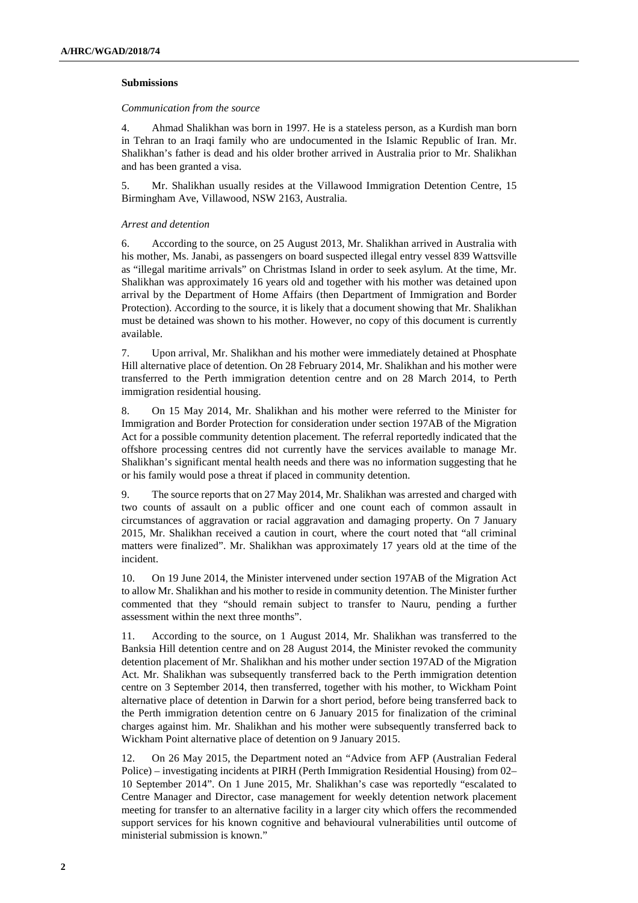### Submissions

*Communication from the source*

4. Ahmad Shalikhan was born in 1997. He is a stateless person, as a Kurdish man born in Tehran to an Iraqi family who are undocumented in the Islamic Republic of Iran. Mr. Shalikhan's father is dead and his older brother arrived in Australia prior to Mr. Shalikhan and has been granted a visa.

5. Mr. Shalikhan usually resides at the Villawood Immigration Detention Centre, 15 Birmingham Ave, Villawood, NSW 2163, Australia.

*Arrest and detention*

6. According to the source, on 25 August 2013, Mr. Shalikhan arrived in Australia with his mother, Ms. Janabi, as passengers on board suspected illegal entry vessel 839 Wattsville as "illegal maritime arrivals" on Christmas Island in order to seek asylum. At the time, Mr. Shalikhan was approximately 16 years old and together with his mother was detained upon arrival by the Department of Home Affairs (then Department of Immigration and Border Protection). According to the source, it is likely that a document showing that Mr. Shalikhan must be detained was shown to his mother. However, no copy of this document is currently available.

7. Upon arrival, Mr. Shalikhan and his mother were immediately detained at Phosphate Hill alternative place of detention. On 28 February 2014, Mr. Shalikhan and his mother were transferred to the Perth immigration detention centre and on 28 March 2014, to Perth immigration residential housing.

8. On 15 May 2014, Mr. Shalikhan and his mother were referred to the Minister for Immigration and Border Protection for consideration under section 197AB of the Migration Act for a possible community detention placement. The referral reportedly indicated that the offshore processing centres did not currently have the services available to manage Mr. Shalikhan's significant mental health needs and there was no information suggesting that he or his family would pose a threat if placed in community detention.

9. The source reports that on 27 May 2014, Mr. Shalikhan was arrested and charged with two counts of assault on a public officer and one count each of common assault in circumstances of aggravation or racial aggravation and damaging property. On 7 January 2015, Mr. Shalikhan received a caution in court, where the court noted that "all criminal matters were finalized". Mr. Shalikhan was approximately 17 years old at the time of the incident.

10. On 19 June 2014, the Minister intervened under section 197AB of the Migration Act to allow Mr. Shalikhan and his mother to reside in community detention. The Minister further commented that they "should remain subject to transfer to Nauru, pending a further assessment within the next three months".

11. According to the source, on 1 August 2014, Mr. Shalikhan was transferred to the Banksia Hill detention centre and on 28 August 2014, the Minister revoked the community detention placement of Mr. Shalikhan and his mother under section 197AD of the Migration Act. Mr. Shalikhan was subsequently transferred back to the Perth immigration detention centre on 3 September 2014, then transferred, together with his mother, to Wickham Point alternative place of detention in Darwin for a short period, before being transferred back to the Perth immigration detention centre on 6 January 2015 for finalization of the criminal charges against him. Mr. Shalikhan and his mother were subsequently transferred back to Wickham Point alternative place of detention on 9 January 2015.

12. On 26 May 2015, the Department noted an "Advice from AFP (Australian Federal Police) – investigating incidents at PIRH (Perth Immigration Residential Housing) from 02–10 September 2014". On 1 June 2015, Mr. Shalikhan's case was reportedly "escalated to Centre Manager and Director, case management for weekly detention network placement meeting for transfer to an alternative facility in a larger city which offers the recommended support services for his known cognitive and behavioural vulnerabilities until outcome of ministerial submission is known."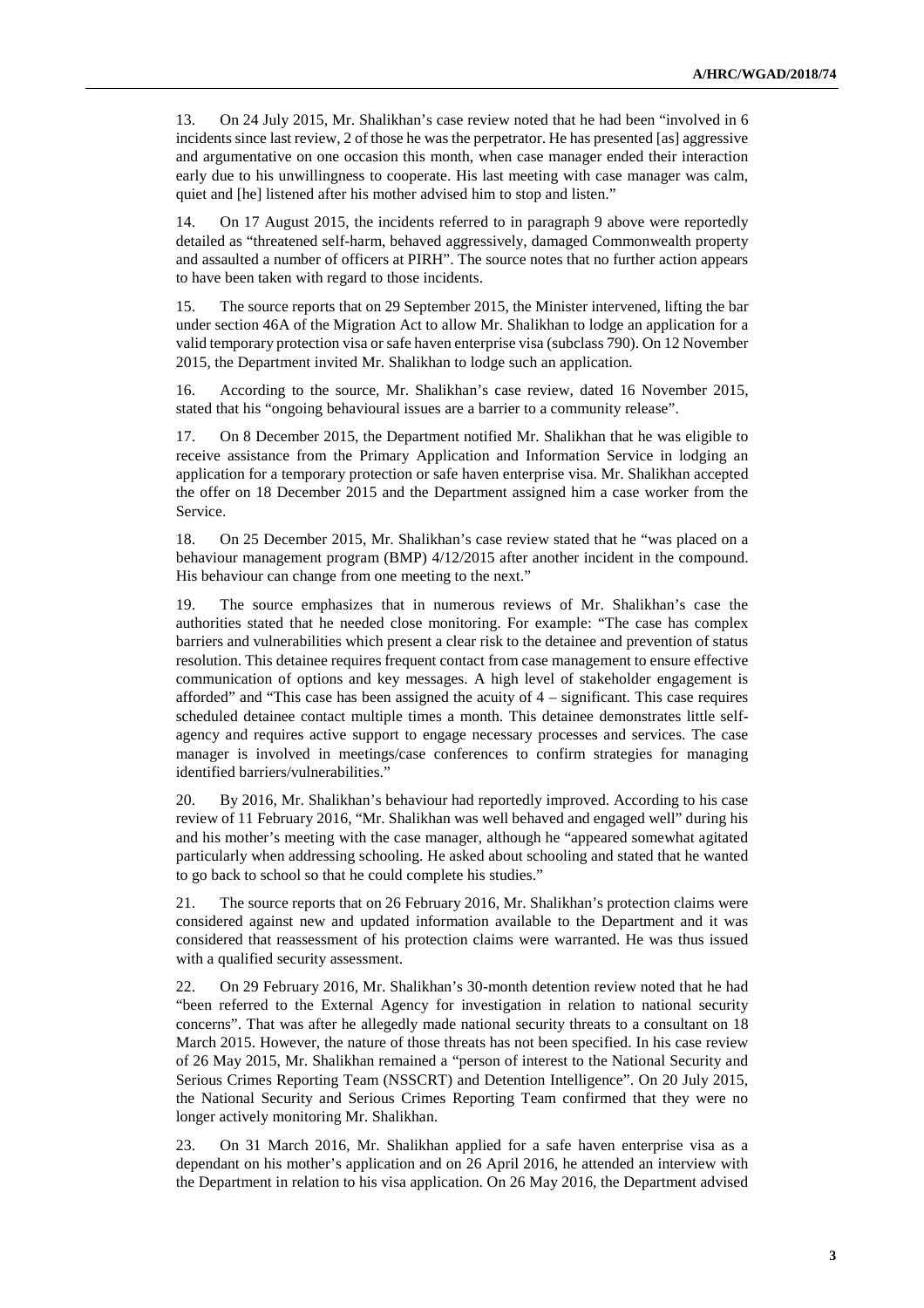13. On 24 July 2015, Mr. Shalikhan's case review noted that he had been "involved in 6 incidents since last review, 2 of those he was the perpetrator. He has presented [as] aggressive and argumentative on one occasion this month, when case manager ended their interaction early due to his unwillingness to cooperate. His last meeting with case manager was calm, quiet and [he] listened after his mother advised him to stop and listen."

14. On 17 August 2015, the incidents referred to in paragraph 9 above were reportedly detailed as "threatened self-harm, behaved aggressively, damaged Commonwealth property and assaulted a number of officers at PIRH". The source notes that no further action appears to have been taken with regard to those incidents.

15. The source reports that on 29 September 2015, the Minister intervened, lifting the bar under section 46A of the Migration Act to allow Mr. Shalikhan to lodge an application for a valid temporary protection visa or safe haven enterprise visa (subclass 790). On 12 November 2015, the Department invited Mr. Shalikhan to lodge such an application.

16. According to the source, Mr. Shalikhan's case review, dated 16 November 2015, stated that his "ongoing behavioural issues are a barrier to a community release".

17. On 8 December 2015, the Department notified Mr. Shalikhan that he was eligible to receive assistance from the Primary Application and Information Service in lodging an application for a temporary protection or safe haven enterprise visa. Mr. Shalikhan accepted the offer on 18 December 2015 and the Department assigned him a case worker from the Service.

18. On 25 December 2015, Mr. Shalikhan's case review stated that he "was placed on a behaviour management program (BMP) 4/12/2015 after another incident in the compound. His behaviour can change from one meeting to the next."

19. The source emphasizes that in numerous reviews of Mr. Shalikhan's case the authorities stated that he needed close monitoring. For example: "The case has complex barriers and vulnerabilities which present a clear risk to the detainee and prevention of status resolution. This detainee requires frequent contact from case management to ensure effective communication of options and key messages. A high level of stakeholder engagement is afforded" and "This case has been assigned the acuity of 4 – significant. This case requires scheduled detainee contact multiple times a month. This detainee demonstrates little self-agency and requires active support to engage necessary processes and services. The case manager is involved in meetings/case conferences to confirm strategies for managing identified barriers/vulnerabilities."

20. By 2016, Mr. Shalikhan's behaviour had reportedly improved. According to his case review of 11 February 2016, "Mr. Shalikhan was well behaved and engaged well" during his and his mother's meeting with the case manager, although he "appeared somewhat agitated particularly when addressing schooling. He asked about schooling and stated that he wanted to go back to school so that he could complete his studies."

21. The source reports that on 26 February 2016, Mr. Shalikhan's protection claims were considered against new and updated information available to the Department and it was considered that reassessment of his protection claims were warranted. He was thus issued with a qualified security assessment.

22. On 29 February 2016, Mr. Shalikhan's 30-month detention review noted that he had "been referred to the External Agency for investigation in relation to national security concerns". That was after he allegedly made national security threats to a consultant on 18 March 2015. However, the nature of those threats has not been specified. In his case review of 26 May 2015, Mr. Shalikhan remained a "person of interest to the National Security and Serious Crimes Reporting Team (NSSCRT) and Detention Intelligence". On 20 July 2015, the National Security and Serious Crimes Reporting Team confirmed that they were no longer actively monitoring Mr. Shalikhan.

23. On 31 March 2016, Mr. Shalikhan applied for a safe haven enterprise visa as a dependant on his mother's application and on 26 April 2016, he attended an interview with the Department in relation to his visa application. On 26 May 2016, the Department advised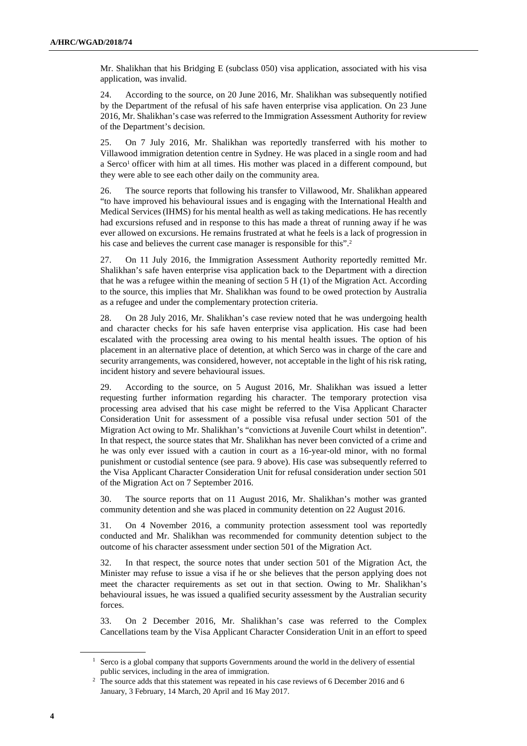Mr. Shalikhan that his Bridging E (subclass 050) visa application, associated with his visa application, was invalid.

24. According to the source, on 20 June 2016, Mr. Shalikhan was subsequently notified by the Department of the refusal of his safe haven enterprise visa application. On 23 June 2016, Mr. Shalikhan's case was referred to the Immigration Assessment Authority for review of the Department's decision.

25. On 7 July 2016, Mr. Shalikhan was reportedly transferred with his mother to Villawood immigration detention centre in Sydney. He was placed in a single room and had a Serco[1] officer with him at all times. His mother was placed in a different compound, but they were able to see each other daily on the community area.

26. The source reports that following his transfer to Villawood, Mr. Shalikhan appeared "to have improved his behavioural issues and is engaging with the International Health and Medical Services (IHMS) for his mental health as well as taking medications. He has recently had excursions refused and in response to this has made a threat of running away if he was ever allowed on excursions. He remains frustrated at what he feels is a lack of progression in his case and believes the current case manager is responsible for this".[2]

27. On 11 July 2016, the Immigration Assessment Authority reportedly remitted Mr. Shalikhan's safe haven enterprise visa application back to the Department with a direction that he was a refugee within the meaning of section 5 H (1) of the Migration Act. According to the source, this implies that Mr. Shalikhan was found to be owed protection by Australia as a refugee and under the complementary protection criteria.

28. On 28 July 2016, Mr. Shalikhan's case review noted that he was undergoing health and character checks for his safe haven enterprise visa application. His case had been escalated with the processing area owing to his mental health issues. The option of his placement in an alternative place of detention, at which Serco was in charge of the care and security arrangements, was considered, however, not acceptable in the light of his risk rating, incident history and severe behavioural issues.

29. According to the source, on 5 August 2016, Mr. Shalikhan was issued a letter requesting further information regarding his character. The temporary protection visa processing area advised that his case might be referred to the Visa Applicant Character Consideration Unit for assessment of a possible visa refusal under section 501 of the Migration Act owing to Mr. Shalikhan's "convictions at Juvenile Court whilst in detention". In that respect, the source states that Mr. Shalikhan has never been convicted of a crime and he was only ever issued with a caution in court as a 16-year-old minor, with no formal punishment or custodial sentence (see para. 9 above). His case was subsequently referred to the Visa Applicant Character Consideration Unit for refusal consideration under section 501 of the Migration Act on 7 September 2016.

30. The source reports that on 11 August 2016, Mr. Shalikhan's mother was granted community detention and she was placed in community detention on 22 August 2016.

31. On 4 November 2016, a community protection assessment tool was reportedly conducted and Mr. Shalikhan was recommended for community detention subject to the outcome of his character assessment under section 501 of the Migration Act.

32. In that respect, the source notes that under section 501 of the Migration Act, the Minister may refuse to issue a visa if he or she believes that the person applying does not meet the character requirements as set out in that section. Owing to Mr. Shalikhan's behavioural issues, he was issued a qualified security assessment by the Australian security forces.

33. On 2 December 2016, Mr. Shalikhan's case was referred to the Complex Cancellations team by the Visa Applicant Character Consideration Unit in an effort to speed

---

[1] Serco is a global company that supports Governments around the world in the delivery of essential public services, including in the area of immigration.

[2] The source adds that this statement was repeated in his case reviews of 6 December 2016 and 6 January, 3 February, 14 March, 20 April and 16 May 2017.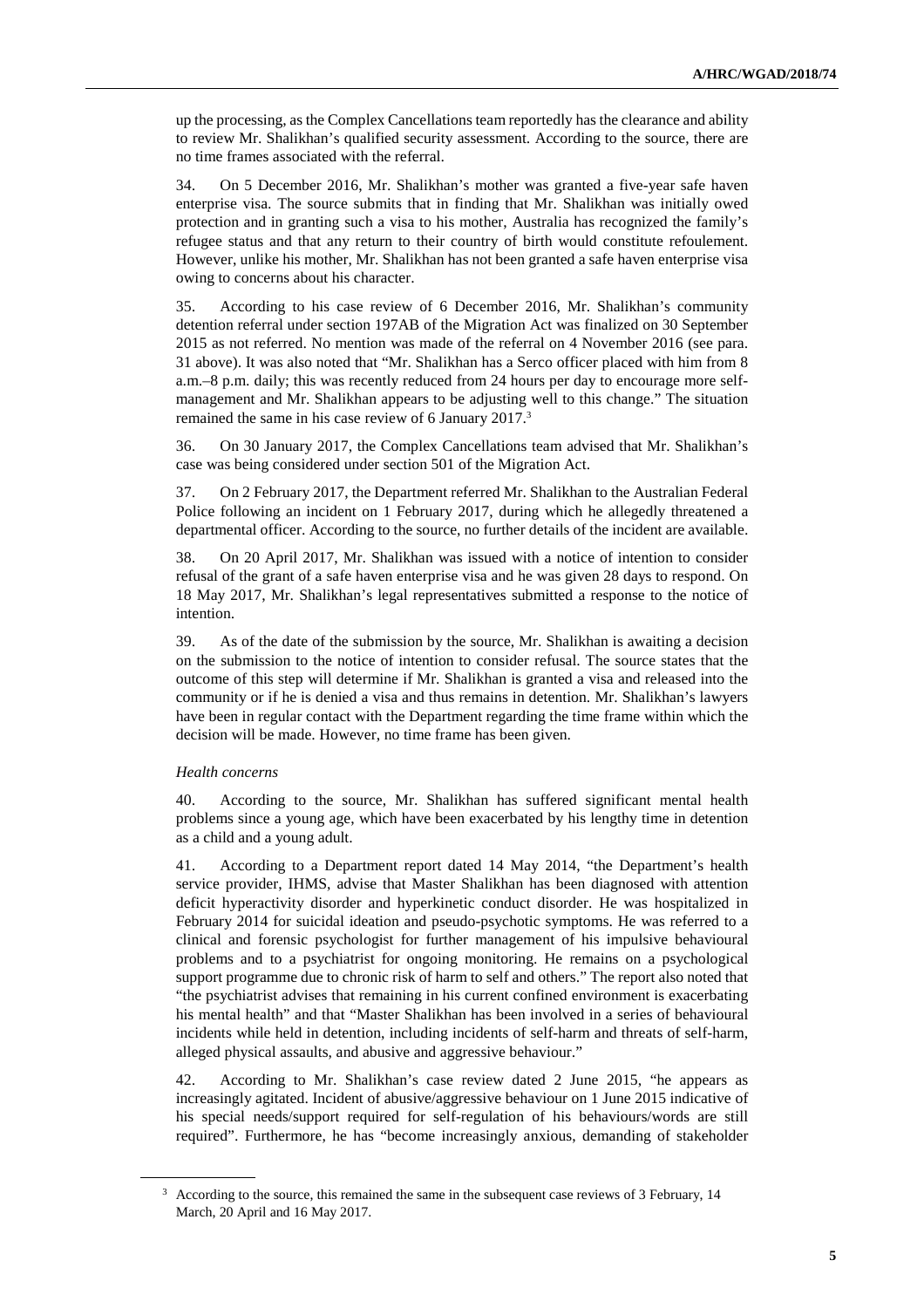up the processing, as the Complex Cancellations team reportedly has the clearance and ability to review Mr. Shalikhan's qualified security assessment. According to the source, there are no time frames associated with the referral.

34. On 5 December 2016, Mr. Shalikhan's mother was granted a five-year safe haven enterprise visa. The source submits that in finding that Mr. Shalikhan was initially owed protection and in granting such a visa to his mother, Australia has recognized the family's refugee status and that any return to their country of birth would constitute refoulement. However, unlike his mother, Mr. Shalikhan has not been granted a safe haven enterprise visa owing to concerns about his character.

35. According to his case review of 6 December 2016, Mr. Shalikhan's community detention referral under section 197AB of the Migration Act was finalized on 30 September 2015 as not referred. No mention was made of the referral on 4 November 2016 (see para. 31 above). It was also noted that "Mr. Shalikhan has a Serco officer placed with him from 8 a.m.–8 p.m. daily; this was recently reduced from 24 hours per day to encourage more self-management and Mr. Shalikhan appears to be adjusting well to this change." The situation remained the same in his case review of 6 January 2017.[3]

36. On 30 January 2017, the Complex Cancellations team advised that Mr. Shalikhan's case was being considered under section 501 of the Migration Act.

37. On 2 February 2017, the Department referred Mr. Shalikhan to the Australian Federal Police following an incident on 1 February 2017, during which he allegedly threatened a departmental officer. According to the source, no further details of the incident are available.

38. On 20 April 2017, Mr. Shalikhan was issued with a notice of intention to consider refusal of the grant of a safe haven enterprise visa and he was given 28 days to respond. On 18 May 2017, Mr. Shalikhan's legal representatives submitted a response to the notice of intention.

39. As of the date of the submission by the source, Mr. Shalikhan is awaiting a decision on the submission to the notice of intention to consider refusal. The source states that the outcome of this step will determine if Mr. Shalikhan is granted a visa and released into the community or if he is denied a visa and thus remains in detention. Mr. Shalikhan's lawyers have been in regular contact with the Department regarding the time frame within which the decision will be made. However, no time frame has been given.

*Health concerns*

40. According to the source, Mr. Shalikhan has suffered significant mental health problems since a young age, which have been exacerbated by his lengthy time in detention as a child and a young adult.

41. According to a Department report dated 14 May 2014, "the Department's health service provider, IHMS, advise that Master Shalikhan has been diagnosed with attention deficit hyperactivity disorder and hyperkinetic conduct disorder. He was hospitalized in February 2014 for suicidal ideation and pseudo-psychotic symptoms. He was referred to a clinical and forensic psychologist for further management of his impulsive behavioural problems and to a psychiatrist for ongoing monitoring. He remains on a psychological support programme due to chronic risk of harm to self and others." The report also noted that "the psychiatrist advises that remaining in his current confined environment is exacerbating his mental health" and that "Master Shalikhan has been involved in a series of behavioural incidents while held in detention, including incidents of self-harm and threats of self-harm, alleged physical assaults, and abusive and aggressive behaviour."

42. According to Mr. Shalikhan's case review dated 2 June 2015, "he appears as increasingly agitated. Incident of abusive/aggressive behaviour on 1 June 2015 indicative of his special needs/support required for self-regulation of his behaviours/words are still required". Furthermore, he has "become increasingly anxious, demanding of stakeholder

[3] According to the source, this remained the same in the subsequent case reviews of 3 February, 14 March, 20 April and 16 May 2017.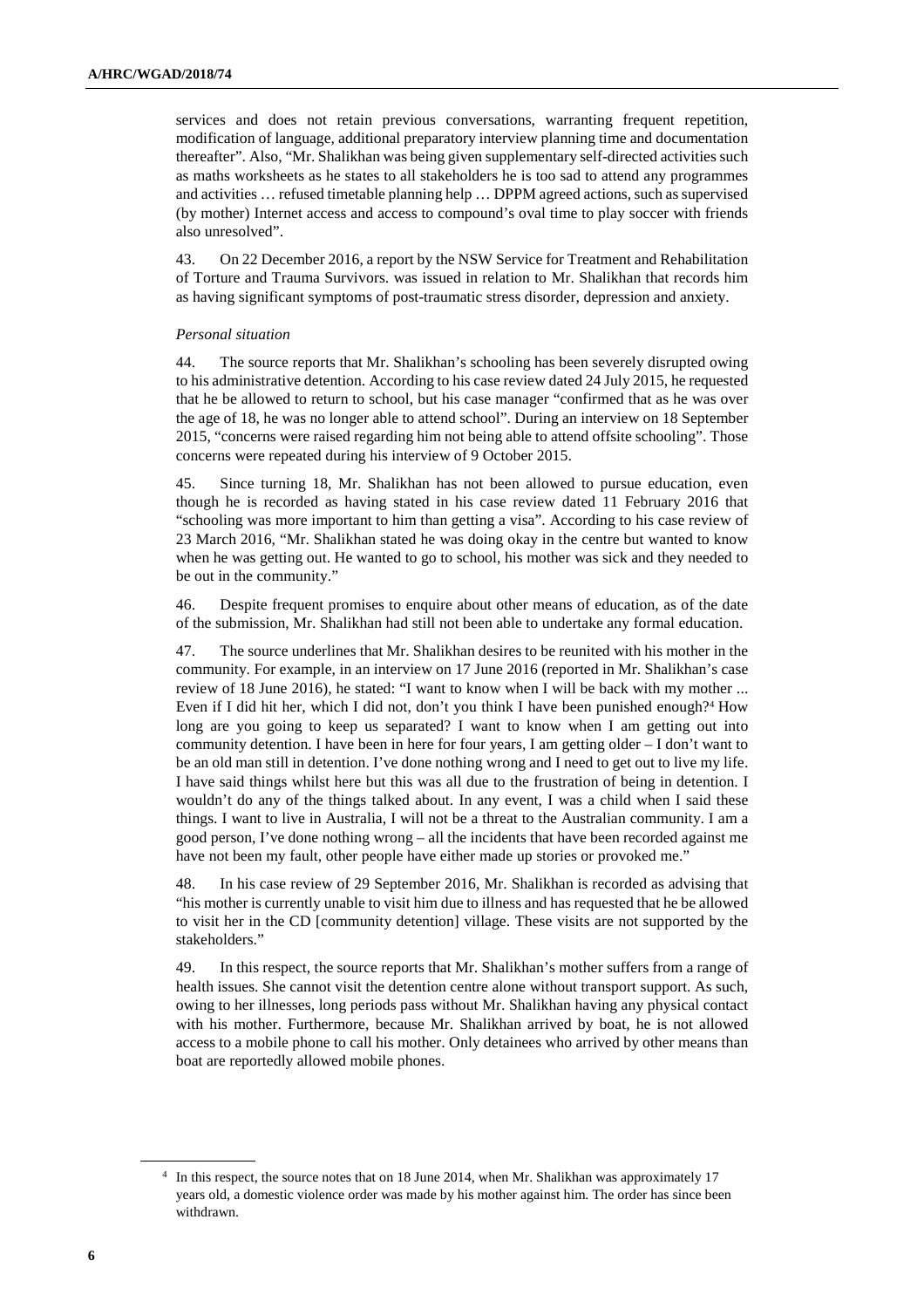services and does not retain previous conversations, warranting frequent repetition, modification of language, additional preparatory interview planning time and documentation thereafter". Also, "Mr. Shalikhan was being given supplementary self-directed activities such as maths worksheets as he states to all stakeholders he is too sad to attend any programmes and activities … refused timetable planning help … DPPM agreed actions, such as supervised (by mother) Internet access and access to compound's oval time to play soccer with friends also unresolved".

43. On 22 December 2016, a report by the NSW Service for Treatment and Rehabilitation of Torture and Trauma Survivors. was issued in relation to Mr. Shalikhan that records him as having significant symptoms of post-traumatic stress disorder, depression and anxiety.

*Personal situation*

44. The source reports that Mr. Shalikhan's schooling has been severely disrupted owing to his administrative detention. According to his case review dated 24 July 2015, he requested that he be allowed to return to school, but his case manager "confirmed that as he was over the age of 18, he was no longer able to attend school". During an interview on 18 September 2015, "concerns were raised regarding him not being able to attend offsite schooling". Those concerns were repeated during his interview of 9 October 2015.

45. Since turning 18, Mr. Shalikhan has not been allowed to pursue education, even though he is recorded as having stated in his case review dated 11 February 2016 that "schooling was more important to him than getting a visa". According to his case review of 23 March 2016, "Mr. Shalikhan stated he was doing okay in the centre but wanted to know when he was getting out. He wanted to go to school, his mother was sick and they needed to be out in the community."

46. Despite frequent promises to enquire about other means of education, as of the date of the submission, Mr. Shalikhan had still not been able to undertake any formal education.

47. The source underlines that Mr. Shalikhan desires to be reunited with his mother in the community. For example, in an interview on 17 June 2016 (reported in Mr. Shalikhan's case review of 18 June 2016), he stated: "I want to know when I will be back with my mother ... Even if I did hit her, which I did not, don't you think I have been punished enough?[4] How long are you going to keep us separated? I want to know when I am getting out into community detention. I have been in here for four years, I am getting older – I don't want to be an old man still in detention. I've done nothing wrong and I need to get out to live my life. I have said things whilst here but this was all due to the frustration of being in detention. I wouldn't do any of the things talked about. In any event, I was a child when I said these things. I want to live in Australia, I will not be a threat to the Australian community. I am a good person, I've done nothing wrong – all the incidents that have been recorded against me have not been my fault, other people have either made up stories or provoked me."

48. In his case review of 29 September 2016, Mr. Shalikhan is recorded as advising that "his mother is currently unable to visit him due to illness and has requested that he be allowed to visit her in the CD [community detention] village. These visits are not supported by the stakeholders."

49. In this respect, the source reports that Mr. Shalikhan's mother suffers from a range of health issues. She cannot visit the detention centre alone without transport support. As such, owing to her illnesses, long periods pass without Mr. Shalikhan having any physical contact with his mother. Furthermore, because Mr. Shalikhan arrived by boat, he is not allowed access to a mobile phone to call his mother. Only detainees who arrived by other means than boat are reportedly allowed mobile phones.

[4] In this respect, the source notes that on 18 June 2014, when Mr. Shalikhan was approximately 17 years old, a domestic violence order was made by his mother against him. The order has since been withdrawn.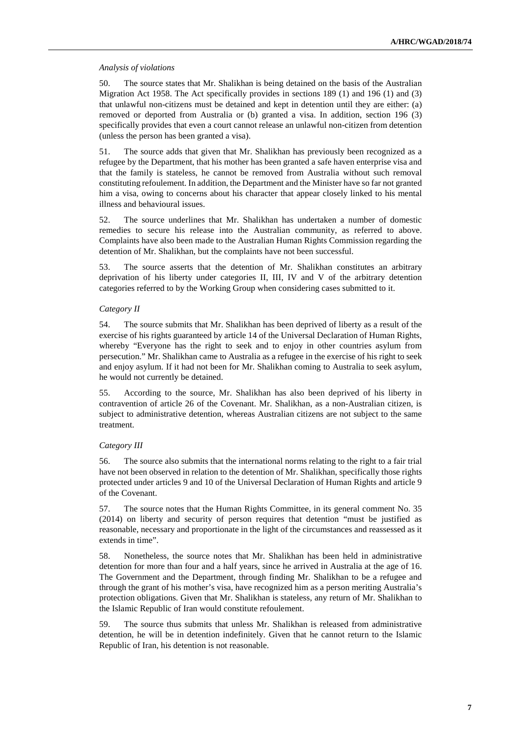*Analysis of violations*

50. The source states that Mr. Shalikhan is being detained on the basis of the Australian Migration Act 1958. The Act specifically provides in sections 189 (1) and 196 (1) and (3) that unlawful non-citizens must be detained and kept in detention until they are either: (a) removed or deported from Australia or (b) granted a visa. In addition, section 196 (3) specifically provides that even a court cannot release an unlawful non-citizen from detention (unless the person has been granted a visa).

51. The source adds that given that Mr. Shalikhan has previously been recognized as a refugee by the Department, that his mother has been granted a safe haven enterprise visa and that the family is stateless, he cannot be removed from Australia without such removal constituting refoulement. In addition, the Department and the Minister have so far not granted him a visa, owing to concerns about his character that appear closely linked to his mental illness and behavioural issues.

52. The source underlines that Mr. Shalikhan has undertaken a number of domestic remedies to secure his release into the Australian community, as referred to above. Complaints have also been made to the Australian Human Rights Commission regarding the detention of Mr. Shalikhan, but the complaints have not been successful.

53. The source asserts that the detention of Mr. Shalikhan constitutes an arbitrary deprivation of his liberty under categories II, III, IV and V of the arbitrary detention categories referred to by the Working Group when considering cases submitted to it.

*Category II*

54. The source submits that Mr. Shalikhan has been deprived of liberty as a result of the exercise of his rights guaranteed by article 14 of the Universal Declaration of Human Rights, whereby "Everyone has the right to seek and to enjoy in other countries asylum from persecution." Mr. Shalikhan came to Australia as a refugee in the exercise of his right to seek and enjoy asylum. If it had not been for Mr. Shalikhan coming to Australia to seek asylum, he would not currently be detained.

55. According to the source, Mr. Shalikhan has also been deprived of his liberty in contravention of article 26 of the Covenant. Mr. Shalikhan, as a non-Australian citizen, is subject to administrative detention, whereas Australian citizens are not subject to the same treatment.

*Category III*

56. The source also submits that the international norms relating to the right to a fair trial have not been observed in relation to the detention of Mr. Shalikhan, specifically those rights protected under articles 9 and 10 of the Universal Declaration of Human Rights and article 9 of the Covenant.

57. The source notes that the Human Rights Committee, in its general comment No. 35 (2014) on liberty and security of person requires that detention "must be justified as reasonable, necessary and proportionate in the light of the circumstances and reassessed as it extends in time".

58. Nonetheless, the source notes that Mr. Shalikhan has been held in administrative detention for more than four and a half years, since he arrived in Australia at the age of 16. The Government and the Department, through finding Mr. Shalikhan to be a refugee and through the grant of his mother's visa, have recognized him as a person meriting Australia's protection obligations. Given that Mr. Shalikhan is stateless, any return of Mr. Shalikhan to the Islamic Republic of Iran would constitute refoulement.

59. The source thus submits that unless Mr. Shalikhan is released from administrative detention, he will be in detention indefinitely. Given that he cannot return to the Islamic Republic of Iran, his detention is not reasonable.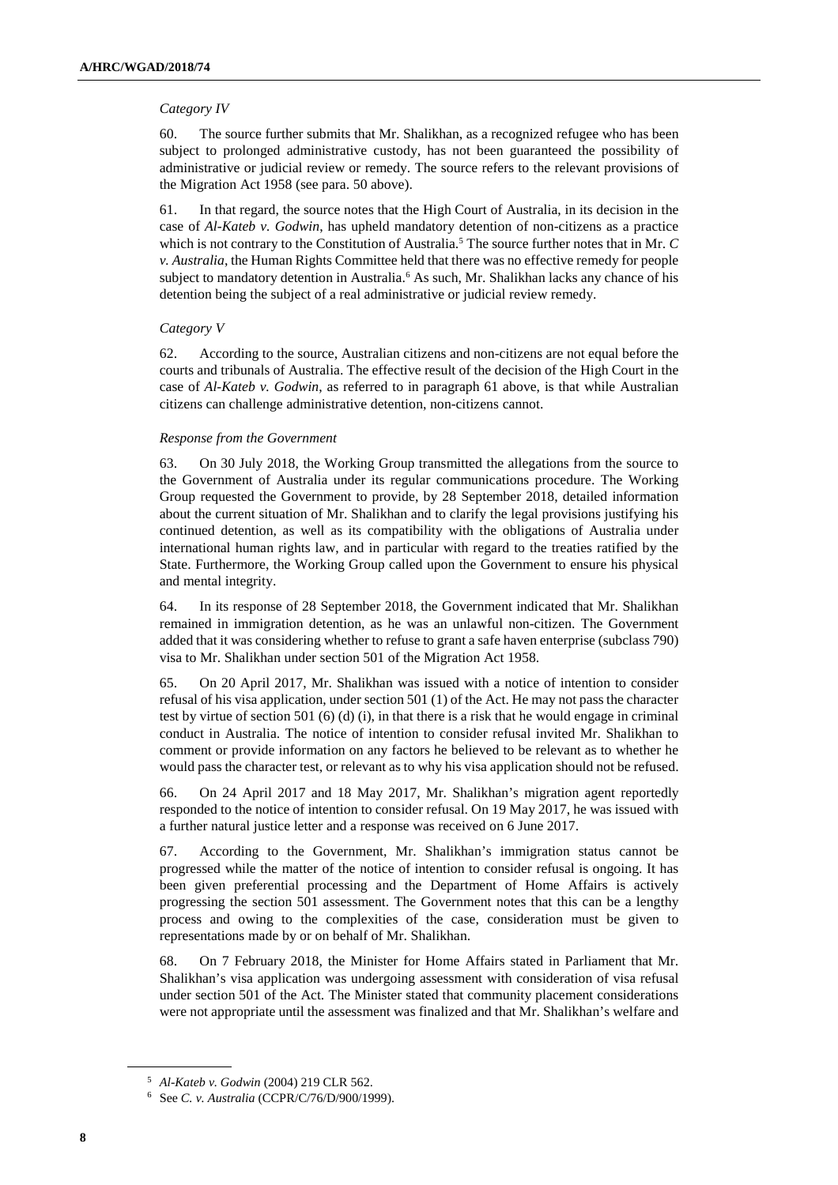*Category IV*

60. The source further submits that Mr. Shalikhan, as a recognized refugee who has been subject to prolonged administrative custody, has not been guaranteed the possibility of administrative or judicial review or remedy. The source refers to the relevant provisions of the Migration Act 1958 (see para. 50 above).

61. In that regard, the source notes that the High Court of Australia, in its decision in the case of *Al-Kateb v. Godwin*, has upheld mandatory detention of non-citizens as a practice which is not contrary to the Constitution of Australia.[5] The source further notes that in Mr. *C v. Australia*, the Human Rights Committee held that there was no effective remedy for people subject to mandatory detention in Australia.[6] As such, Mr. Shalikhan lacks any chance of his detention being the subject of a real administrative or judicial review remedy.

*Category V*

62. According to the source, Australian citizens and non-citizens are not equal before the courts and tribunals of Australia. The effective result of the decision of the High Court in the case of *Al-Kateb v. Godwin*, as referred to in paragraph 61 above, is that while Australian citizens can challenge administrative detention, non-citizens cannot.

*Response from the Government*

63. On 30 July 2018, the Working Group transmitted the allegations from the source to the Government of Australia under its regular communications procedure. The Working Group requested the Government to provide, by 28 September 2018, detailed information about the current situation of Mr. Shalikhan and to clarify the legal provisions justifying his continued detention, as well as its compatibility with the obligations of Australia under international human rights law, and in particular with regard to the treaties ratified by the State. Furthermore, the Working Group called upon the Government to ensure his physical and mental integrity.

64. In its response of 28 September 2018, the Government indicated that Mr. Shalikhan remained in immigration detention, as he was an unlawful non-citizen. The Government added that it was considering whether to refuse to grant a safe haven enterprise (subclass 790) visa to Mr. Shalikhan under section 501 of the Migration Act 1958.

65. On 20 April 2017, Mr. Shalikhan was issued with a notice of intention to consider refusal of his visa application, under section 501 (1) of the Act. He may not pass the character test by virtue of section 501 (6) (d) (i), in that there is a risk that he would engage in criminal conduct in Australia. The notice of intention to consider refusal invited Mr. Shalikhan to comment or provide information on any factors he believed to be relevant as to whether he would pass the character test, or relevant as to why his visa application should not be refused.

66. On 24 April 2017 and 18 May 2017, Mr. Shalikhan's migration agent reportedly responded to the notice of intention to consider refusal. On 19 May 2017, he was issued with a further natural justice letter and a response was received on 6 June 2017.

67. According to the Government, Mr. Shalikhan's immigration status cannot be progressed while the matter of the notice of intention to consider refusal is ongoing. It has been given preferential processing and the Department of Home Affairs is actively progressing the section 501 assessment. The Government notes that this can be a lengthy process and owing to the complexities of the case, consideration must be given to representations made by or on behalf of Mr. Shalikhan.

68. On 7 February 2018, the Minister for Home Affairs stated in Parliament that Mr. Shalikhan's visa application was undergoing assessment with consideration of visa refusal under section 501 of the Act. The Minister stated that community placement considerations were not appropriate until the assessment was finalized and that Mr. Shalikhan's welfare and

---

[5] *Al-Kateb v. Godwin* (2004) 219 CLR 562.

[6] See *C. v. Australia* (CCPR/C/76/D/900/1999).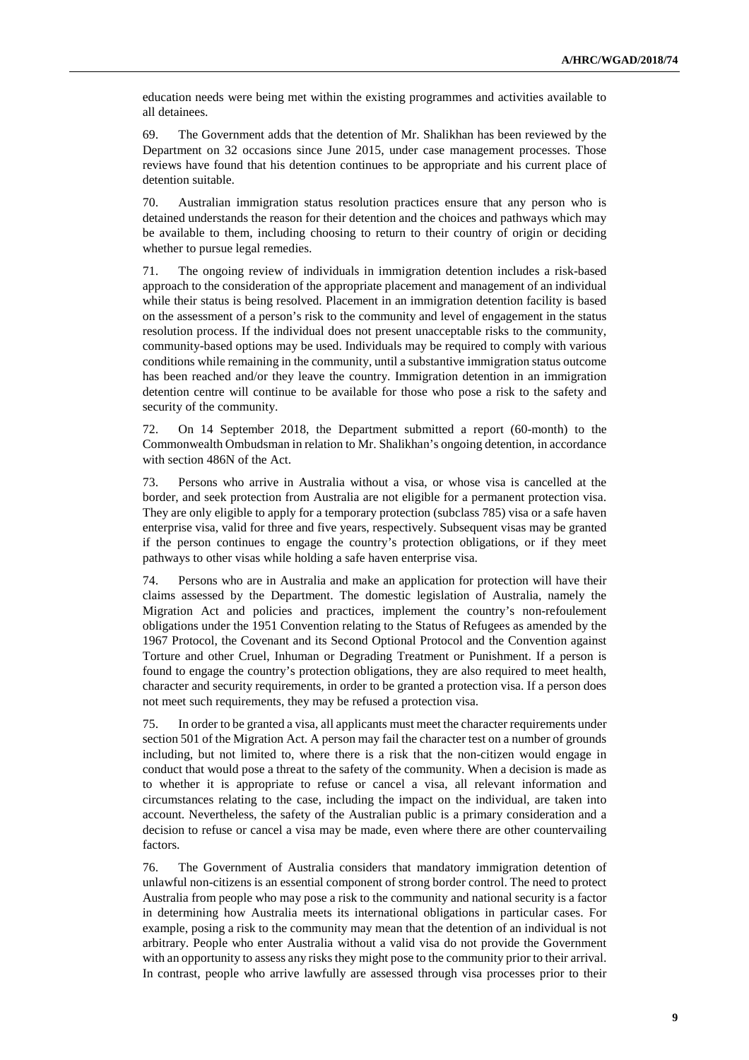education needs were being met within the existing programmes and activities available to all detainees.

69. The Government adds that the detention of Mr. Shalikhan has been reviewed by the Department on 32 occasions since June 2015, under case management processes. Those reviews have found that his detention continues to be appropriate and his current place of detention suitable.

70. Australian immigration status resolution practices ensure that any person who is detained understands the reason for their detention and the choices and pathways which may be available to them, including choosing to return to their country of origin or deciding whether to pursue legal remedies.

71. The ongoing review of individuals in immigration detention includes a risk-based approach to the consideration of the appropriate placement and management of an individual while their status is being resolved. Placement in an immigration detention facility is based on the assessment of a person's risk to the community and level of engagement in the status resolution process. If the individual does not present unacceptable risks to the community, community-based options may be used. Individuals may be required to comply with various conditions while remaining in the community, until a substantive immigration status outcome has been reached and/or they leave the country. Immigration detention in an immigration detention centre will continue to be available for those who pose a risk to the safety and security of the community.

72. On 14 September 2018, the Department submitted a report (60-month) to the Commonwealth Ombudsman in relation to Mr. Shalikhan's ongoing detention, in accordance with section 486N of the Act.

73. Persons who arrive in Australia without a visa, or whose visa is cancelled at the border, and seek protection from Australia are not eligible for a permanent protection visa. They are only eligible to apply for a temporary protection (subclass 785) visa or a safe haven enterprise visa, valid for three and five years, respectively. Subsequent visas may be granted if the person continues to engage the country's protection obligations, or if they meet pathways to other visas while holding a safe haven enterprise visa.

74. Persons who are in Australia and make an application for protection will have their claims assessed by the Department. The domestic legislation of Australia, namely the Migration Act and policies and practices, implement the country's non-refoulement obligations under the 1951 Convention relating to the Status of Refugees as amended by the 1967 Protocol, the Covenant and its Second Optional Protocol and the Convention against Torture and other Cruel, Inhuman or Degrading Treatment or Punishment. If a person is found to engage the country's protection obligations, they are also required to meet health, character and security requirements, in order to be granted a protection visa. If a person does not meet such requirements, they may be refused a protection visa.

75. In order to be granted a visa, all applicants must meet the character requirements under section 501 of the Migration Act. A person may fail the character test on a number of grounds including, but not limited to, where there is a risk that the non-citizen would engage in conduct that would pose a threat to the safety of the community. When a decision is made as to whether it is appropriate to refuse or cancel a visa, all relevant information and circumstances relating to the case, including the impact on the individual, are taken into account. Nevertheless, the safety of the Australian public is a primary consideration and a decision to refuse or cancel a visa may be made, even where there are other countervailing factors.

76. The Government of Australia considers that mandatory immigration detention of unlawful non-citizens is an essential component of strong border control. The need to protect Australia from people who may pose a risk to the community and national security is a factor in determining how Australia meets its international obligations in particular cases. For example, posing a risk to the community may mean that the detention of an individual is not arbitrary. People who enter Australia without a valid visa do not provide the Government with an opportunity to assess any risks they might pose to the community prior to their arrival. In contrast, people who arrive lawfully are assessed through visa processes prior to their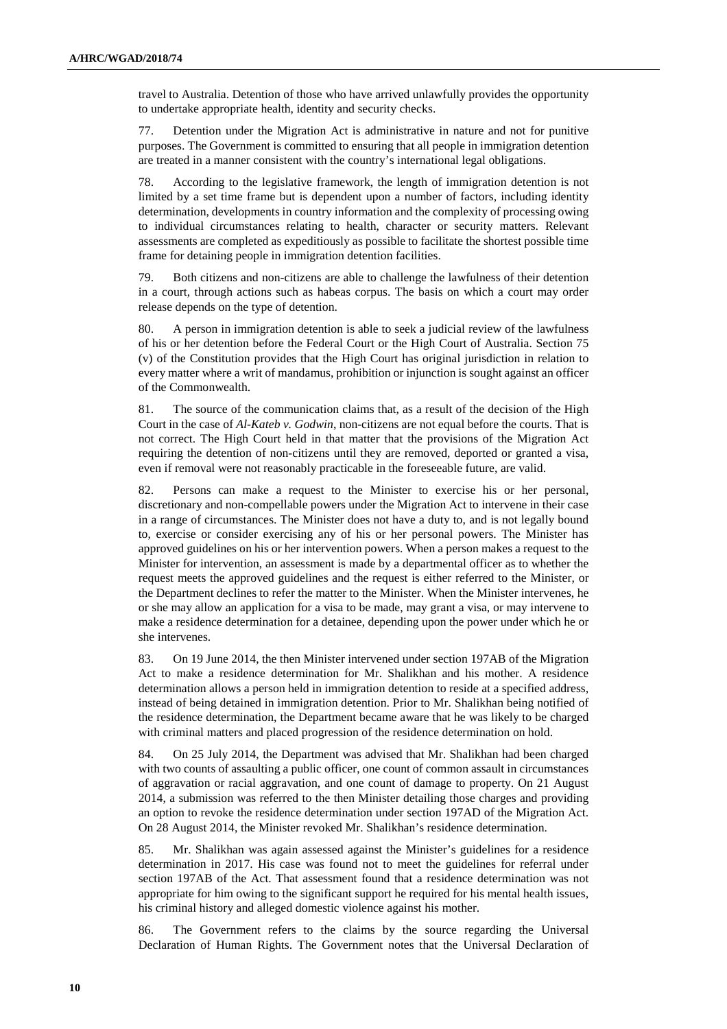travel to Australia. Detention of those who have arrived unlawfully provides the opportunity to undertake appropriate health, identity and security checks.

77. Detention under the Migration Act is administrative in nature and not for punitive purposes. The Government is committed to ensuring that all people in immigration detention are treated in a manner consistent with the country's international legal obligations.

78. According to the legislative framework, the length of immigration detention is not limited by a set time frame but is dependent upon a number of factors, including identity determination, developments in country information and the complexity of processing owing to individual circumstances relating to health, character or security matters. Relevant assessments are completed as expeditiously as possible to facilitate the shortest possible time frame for detaining people in immigration detention facilities.

79. Both citizens and non-citizens are able to challenge the lawfulness of their detention in a court, through actions such as habeas corpus. The basis on which a court may order release depends on the type of detention.

80. A person in immigration detention is able to seek a judicial review of the lawfulness of his or her detention before the Federal Court or the High Court of Australia. Section 75 (v) of the Constitution provides that the High Court has original jurisdiction in relation to every matter where a writ of mandamus, prohibition or injunction is sought against an officer of the Commonwealth.

81. The source of the communication claims that, as a result of the decision of the High Court in the case of *Al-Kateb v. Godwin*, non-citizens are not equal before the courts. That is not correct. The High Court held in that matter that the provisions of the Migration Act requiring the detention of non-citizens until they are removed, deported or granted a visa, even if removal were not reasonably practicable in the foreseeable future, are valid.

82. Persons can make a request to the Minister to exercise his or her personal, discretionary and non-compellable powers under the Migration Act to intervene in their case in a range of circumstances. The Minister does not have a duty to, and is not legally bound to, exercise or consider exercising any of his or her personal powers. The Minister has approved guidelines on his or her intervention powers. When a person makes a request to the Minister for intervention, an assessment is made by a departmental officer as to whether the request meets the approved guidelines and the request is either referred to the Minister, or the Department declines to refer the matter to the Minister. When the Minister intervenes, he or she may allow an application for a visa to be made, may grant a visa, or may intervene to make a residence determination for a detainee, depending upon the power under which he or she intervenes.

83. On 19 June 2014, the then Minister intervened under section 197AB of the Migration Act to make a residence determination for Mr. Shalikhan and his mother. A residence determination allows a person held in immigration detention to reside at a specified address, instead of being detained in immigration detention. Prior to Mr. Shalikhan being notified of the residence determination, the Department became aware that he was likely to be charged with criminal matters and placed progression of the residence determination on hold.

84. On 25 July 2014, the Department was advised that Mr. Shalikhan had been charged with two counts of assaulting a public officer, one count of common assault in circumstances of aggravation or racial aggravation, and one count of damage to property. On 21 August 2014, a submission was referred to the then Minister detailing those charges and providing an option to revoke the residence determination under section 197AD of the Migration Act. On 28 August 2014, the Minister revoked Mr. Shalikhan's residence determination.

85. Mr. Shalikhan was again assessed against the Minister's guidelines for a residence determination in 2017. His case was found not to meet the guidelines for referral under section 197AB of the Act. That assessment found that a residence determination was not appropriate for him owing to the significant support he required for his mental health issues, his criminal history and alleged domestic violence against his mother.

86. The Government refers to the claims by the source regarding the Universal Declaration of Human Rights. The Government notes that the Universal Declaration of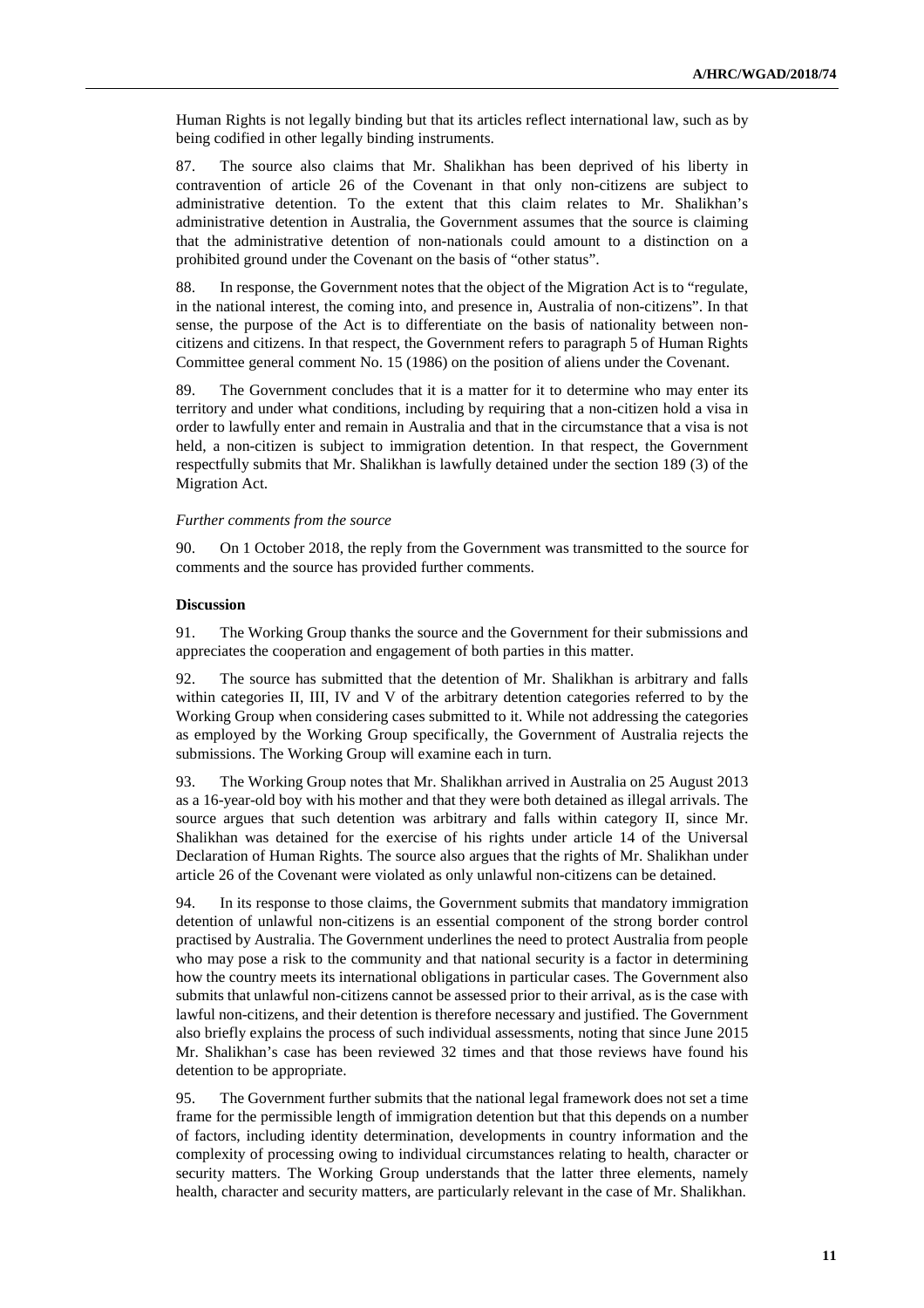Human Rights is not legally binding but that its articles reflect international law, such as by being codified in other legally binding instruments.

87. The source also claims that Mr. Shalikhan has been deprived of his liberty in contravention of article 26 of the Covenant in that only non-citizens are subject to administrative detention. To the extent that this claim relates to Mr. Shalikhan's administrative detention in Australia, the Government assumes that the source is claiming that the administrative detention of non-nationals could amount to a distinction on a prohibited ground under the Covenant on the basis of "other status".

88. In response, the Government notes that the object of the Migration Act is to "regulate, in the national interest, the coming into, and presence in, Australia of non-citizens". In that sense, the purpose of the Act is to differentiate on the basis of nationality between non-citizens and citizens. In that respect, the Government refers to paragraph 5 of Human Rights Committee general comment No. 15 (1986) on the position of aliens under the Covenant.

89. The Government concludes that it is a matter for it to determine who may enter its territory and under what conditions, including by requiring that a non-citizen hold a visa in order to lawfully enter and remain in Australia and that in the circumstance that a visa is not held, a non-citizen is subject to immigration detention. In that respect, the Government respectfully submits that Mr. Shalikhan is lawfully detained under the section 189 (3) of the Migration Act.

*Further comments from the source*

90. On 1 October 2018, the reply from the Government was transmitted to the source for comments and the source has provided further comments.

**Discussion**

91. The Working Group thanks the source and the Government for their submissions and appreciates the cooperation and engagement of both parties in this matter.

92. The source has submitted that the detention of Mr. Shalikhan is arbitrary and falls within categories II, III, IV and V of the arbitrary detention categories referred to by the Working Group when considering cases submitted to it. While not addressing the categories as employed by the Working Group specifically, the Government of Australia rejects the submissions. The Working Group will examine each in turn.

93. The Working Group notes that Mr. Shalikhan arrived in Australia on 25 August 2013 as a 16-year-old boy with his mother and that they were both detained as illegal arrivals. The source argues that such detention was arbitrary and falls within category II, since Mr. Shalikhan was detained for the exercise of his rights under article 14 of the Universal Declaration of Human Rights. The source also argues that the rights of Mr. Shalikhan under article 26 of the Covenant were violated as only unlawful non-citizens can be detained.

94. In its response to those claims, the Government submits that mandatory immigration detention of unlawful non-citizens is an essential component of the strong border control practised by Australia. The Government underlines the need to protect Australia from people who may pose a risk to the community and that national security is a factor in determining how the country meets its international obligations in particular cases. The Government also submits that unlawful non-citizens cannot be assessed prior to their arrival, as is the case with lawful non-citizens, and their detention is therefore necessary and justified. The Government also briefly explains the process of such individual assessments, noting that since June 2015 Mr. Shalikhan's case has been reviewed 32 times and that those reviews have found his detention to be appropriate.

95. The Government further submits that the national legal framework does not set a time frame for the permissible length of immigration detention but that this depends on a number of factors, including identity determination, developments in country information and the complexity of processing owing to individual circumstances relating to health, character or security matters. The Working Group understands that the latter three elements, namely health, character and security matters, are particularly relevant in the case of Mr. Shalikhan.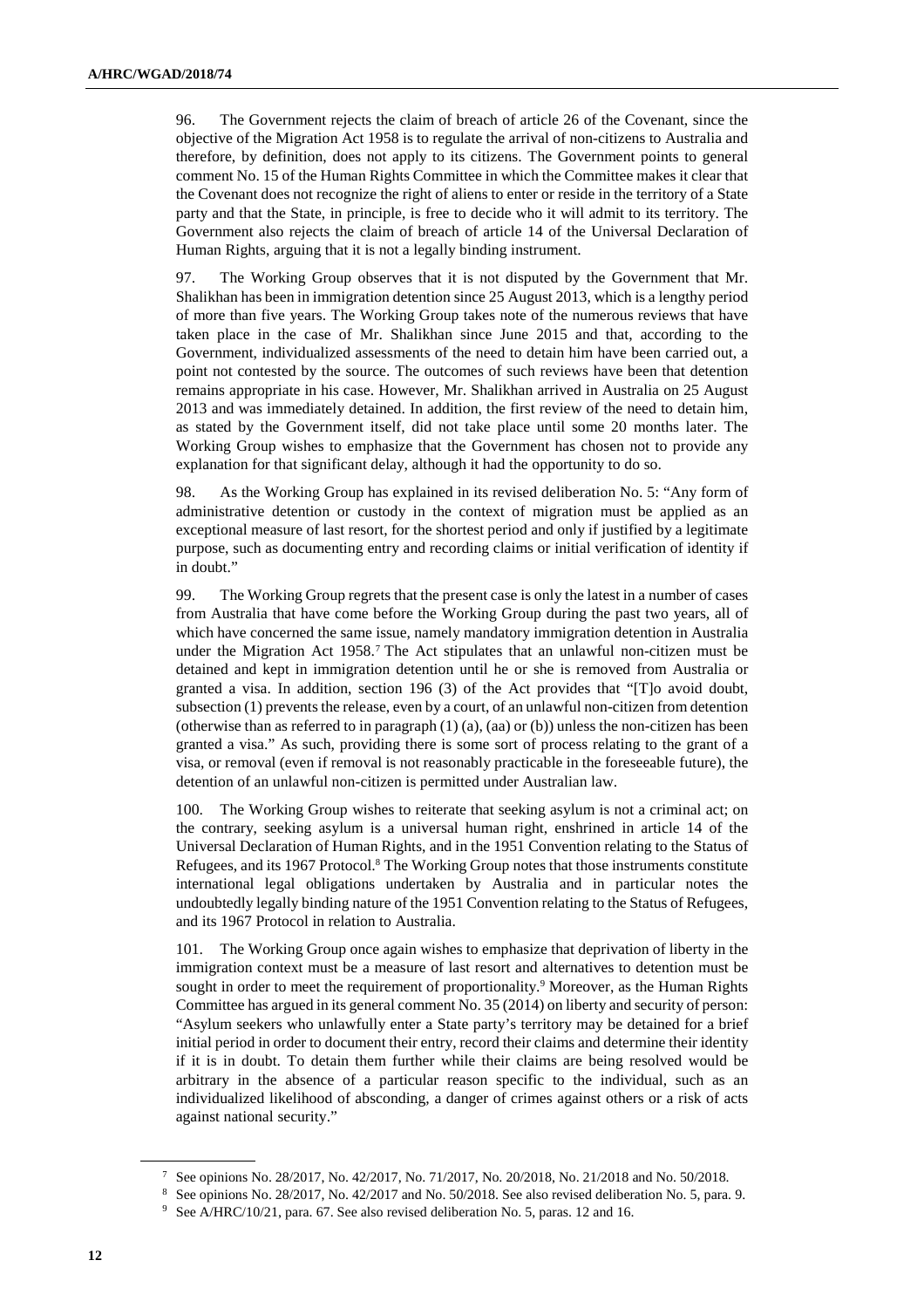96. The Government rejects the claim of breach of article 26 of the Covenant, since the objective of the Migration Act 1958 is to regulate the arrival of non-citizens to Australia and therefore, by definition, does not apply to its citizens. The Government points to general comment No. 15 of the Human Rights Committee in which the Committee makes it clear that the Covenant does not recognize the right of aliens to enter or reside in the territory of a State party and that the State, in principle, is free to decide who it will admit to its territory. The Government also rejects the claim of breach of article 14 of the Universal Declaration of Human Rights, arguing that it is not a legally binding instrument.

97. The Working Group observes that it is not disputed by the Government that Mr. Shalikhan has been in immigration detention since 25 August 2013, which is a lengthy period of more than five years. The Working Group takes note of the numerous reviews that have taken place in the case of Mr. Shalikhan since June 2015 and that, according to the Government, individualized assessments of the need to detain him have been carried out, a point not contested by the source. The outcomes of such reviews have been that detention remains appropriate in his case. However, Mr. Shalikhan arrived in Australia on 25 August 2013 and was immediately detained. In addition, the first review of the need to detain him, as stated by the Government itself, did not take place until some 20 months later. The Working Group wishes to emphasize that the Government has chosen not to provide any explanation for that significant delay, although it had the opportunity to do so.

98. As the Working Group has explained in its revised deliberation No. 5: "Any form of administrative detention or custody in the context of migration must be applied as an exceptional measure of last resort, for the shortest period and only if justified by a legitimate purpose, such as documenting entry and recording claims or initial verification of identity if in doubt."

99. The Working Group regrets that the present case is only the latest in a number of cases from Australia that have come before the Working Group during the past two years, all of which have concerned the same issue, namely mandatory immigration detention in Australia under the Migration Act 1958.[7] The Act stipulates that an unlawful non-citizen must be detained and kept in immigration detention until he or she is removed from Australia or granted a visa. In addition, section 196 (3) of the Act provides that "[T]o avoid doubt, subsection (1) prevents the release, even by a court, of an unlawful non-citizen from detention (otherwise than as referred to in paragraph (1) (a), (aa) or (b)) unless the non-citizen has been granted a visa." As such, providing there is some sort of process relating to the grant of a visa, or removal (even if removal is not reasonably practicable in the foreseeable future), the detention of an unlawful non-citizen is permitted under Australian law.

100. The Working Group wishes to reiterate that seeking asylum is not a criminal act; on the contrary, seeking asylum is a universal human right, enshrined in article 14 of the Universal Declaration of Human Rights, and in the 1951 Convention relating to the Status of Refugees, and its 1967 Protocol.[8] The Working Group notes that those instruments constitute international legal obligations undertaken by Australia and in particular notes the undoubtedly legally binding nature of the 1951 Convention relating to the Status of Refugees, and its 1967 Protocol in relation to Australia.

101. The Working Group once again wishes to emphasize that deprivation of liberty in the immigration context must be a measure of last resort and alternatives to detention must be sought in order to meet the requirement of proportionality.[9] Moreover, as the Human Rights Committee has argued in its general comment No. 35 (2014) on liberty and security of person: "Asylum seekers who unlawfully enter a State party's territory may be detained for a brief initial period in order to document their entry, record their claims and determine their identity if it is in doubt. To detain them further while their claims are being resolved would be arbitrary in the absence of a particular reason specific to the individual, such as an individualized likelihood of absconding, a danger of crimes against others or a risk of acts against national security."

---

[7] See opinions No. 28/2017, No. 42/2017, No. 71/2017, No. 20/2018, No. 21/2018 and No. 50/2018.

[8] See opinions No. 28/2017, No. 42/2017 and No. 50/2018. See also revised deliberation No. 5, para. 9.

[9] See A/HRC/10/21, para. 67. See also revised deliberation No. 5, paras. 12 and 16.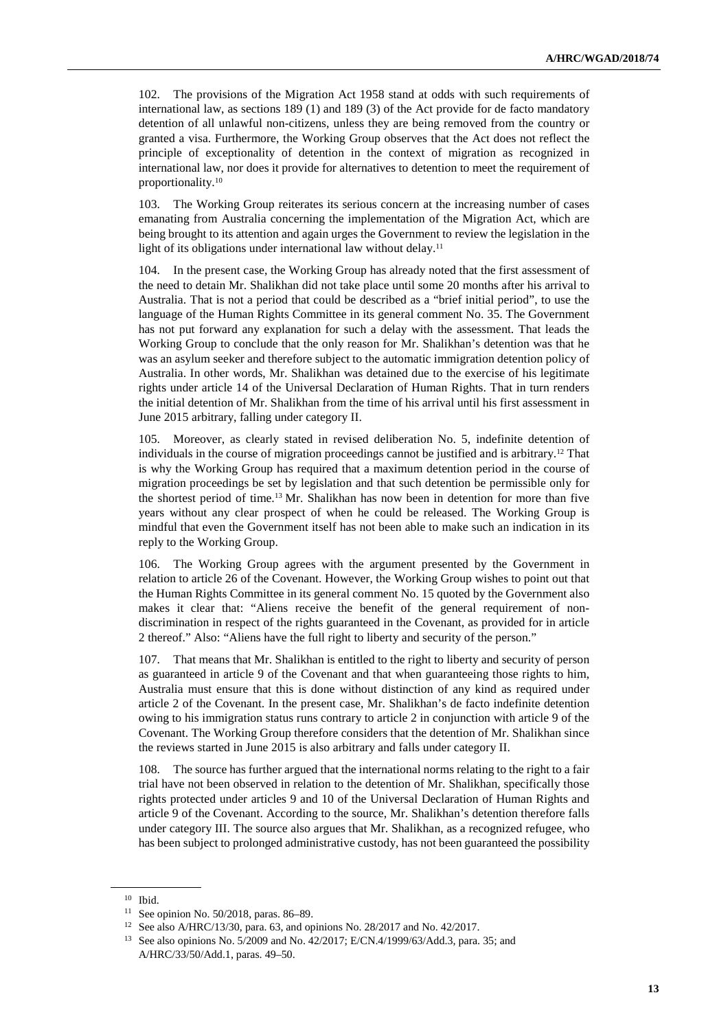102. The provisions of the Migration Act 1958 stand at odds with such requirements of international law, as sections 189 (1) and 189 (3) of the Act provide for de facto mandatory detention of all unlawful non-citizens, unless they are being removed from the country or granted a visa. Furthermore, the Working Group observes that the Act does not reflect the principle of exceptionality of detention in the context of migration as recognized in international law, nor does it provide for alternatives to detention to meet the requirement of proportionality.[10]

103. The Working Group reiterates its serious concern at the increasing number of cases emanating from Australia concerning the implementation of the Migration Act, which are being brought to its attention and again urges the Government to review the legislation in the light of its obligations under international law without delay.[11]

104. In the present case, the Working Group has already noted that the first assessment of the need to detain Mr. Shalikhan did not take place until some 20 months after his arrival to Australia. That is not a period that could be described as a "brief initial period", to use the language of the Human Rights Committee in its general comment No. 35. The Government has not put forward any explanation for such a delay with the assessment. That leads the Working Group to conclude that the only reason for Mr. Shalikhan's detention was that he was an asylum seeker and therefore subject to the automatic immigration detention policy of Australia. In other words, Mr. Shalikhan was detained due to the exercise of his legitimate rights under article 14 of the Universal Declaration of Human Rights. That in turn renders the initial detention of Mr. Shalikhan from the time of his arrival until his first assessment in June 2015 arbitrary, falling under category II.

105. Moreover, as clearly stated in revised deliberation No. 5, indefinite detention of individuals in the course of migration proceedings cannot be justified and is arbitrary.[12] That is why the Working Group has required that a maximum detention period in the course of migration proceedings be set by legislation and that such detention be permissible only for the shortest period of time.[13] Mr. Shalikhan has now been in detention for more than five years without any clear prospect of when he could be released. The Working Group is mindful that even the Government itself has not been able to make such an indication in its reply to the Working Group.

106. The Working Group agrees with the argument presented by the Government in relation to article 26 of the Covenant. However, the Working Group wishes to point out that the Human Rights Committee in its general comment No. 15 quoted by the Government also makes it clear that: "Aliens receive the benefit of the general requirement of non-discrimination in respect of the rights guaranteed in the Covenant, as provided for in article 2 thereof." Also: "Aliens have the full right to liberty and security of the person."

107. That means that Mr. Shalikhan is entitled to the right to liberty and security of person as guaranteed in article 9 of the Covenant and that when guaranteeing those rights to him, Australia must ensure that this is done without distinction of any kind as required under article 2 of the Covenant. In the present case, Mr. Shalikhan's de facto indefinite detention owing to his immigration status runs contrary to article 2 in conjunction with article 9 of the Covenant. The Working Group therefore considers that the detention of Mr. Shalikhan since the reviews started in June 2015 is also arbitrary and falls under category II.

108. The source has further argued that the international norms relating to the right to a fair trial have not been observed in relation to the detention of Mr. Shalikhan, specifically those rights protected under articles 9 and 10 of the Universal Declaration of Human Rights and article 9 of the Covenant. According to the source, Mr. Shalikhan's detention therefore falls under category III. The source also argues that Mr. Shalikhan, as a recognized refugee, who has been subject to prolonged administrative custody, has not been guaranteed the possibility

---

[10] Ibid.

[11] See opinion No. 50/2018, paras. 86–89.

[12] See also A/HRC/13/30, para. 63, and opinions No. 28/2017 and No. 42/2017.

[13] See also opinions No. 5/2009 and No. 42/2017; E/CN.4/1999/63/Add.3, para. 35; and A/HRC/33/50/Add.1, paras. 49–50.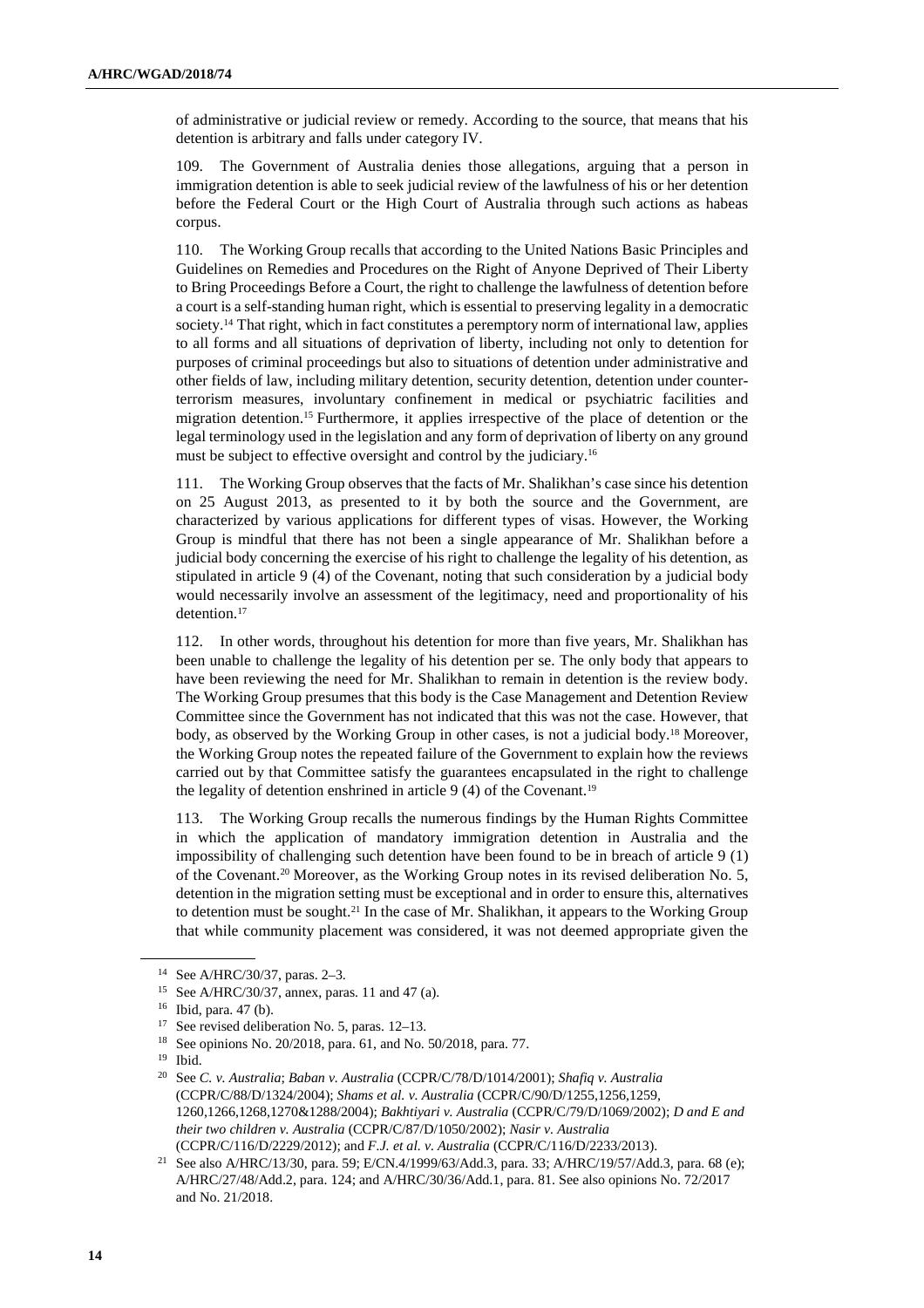of administrative or judicial review or remedy. According to the source, that means that his detention is arbitrary and falls under category IV.

109. The Government of Australia denies those allegations, arguing that a person in immigration detention is able to seek judicial review of the lawfulness of his or her detention before the Federal Court or the High Court of Australia through such actions as habeas corpus.

110. The Working Group recalls that according to the United Nations Basic Principles and Guidelines on Remedies and Procedures on the Right of Anyone Deprived of Their Liberty to Bring Proceedings Before a Court, the right to challenge the lawfulness of detention before a court is a self-standing human right, which is essential to preserving legality in a democratic society.[14] That right, which in fact constitutes a peremptory norm of international law, applies to all forms and all situations of deprivation of liberty, including not only to detention for purposes of criminal proceedings but also to situations of detention under administrative and other fields of law, including military detention, security detention, detention under counter-terrorism measures, involuntary confinement in medical or psychiatric facilities and migration detention.[15] Furthermore, it applies irrespective of the place of detention or the legal terminology used in the legislation and any form of deprivation of liberty on any ground must be subject to effective oversight and control by the judiciary.[16]

111. The Working Group observes that the facts of Mr. Shalikhan's case since his detention on 25 August 2013, as presented to it by both the source and the Government, are characterized by various applications for different types of visas. However, the Working Group is mindful that there has not been a single appearance of Mr. Shalikhan before a judicial body concerning the exercise of his right to challenge the legality of his detention, as stipulated in article 9 (4) of the Covenant, noting that such consideration by a judicial body would necessarily involve an assessment of the legitimacy, need and proportionality of his detention.[17]

112. In other words, throughout his detention for more than five years, Mr. Shalikhan has been unable to challenge the legality of his detention per se. The only body that appears to have been reviewing the need for Mr. Shalikhan to remain in detention is the review body. The Working Group presumes that this body is the Case Management and Detention Review Committee since the Government has not indicated that this was not the case. However, that body, as observed by the Working Group in other cases, is not a judicial body.[18] Moreover, the Working Group notes the repeated failure of the Government to explain how the reviews carried out by that Committee satisfy the guarantees encapsulated in the right to challenge the legality of detention enshrined in article 9 (4) of the Covenant.[19]

113. The Working Group recalls the numerous findings by the Human Rights Committee in which the application of mandatory immigration detention in Australia and the impossibility of challenging such detention have been found to be in breach of article 9 (1) of the Covenant.[20] Moreover, as the Working Group notes in its revised deliberation No. 5, detention in the migration setting must be exceptional and in order to ensure this, alternatives to detention must be sought.[21] In the case of Mr. Shalikhan, it appears to the Working Group that while community placement was considered, it was not deemed appropriate given the

---

[14] See A/HRC/30/37, paras. 2–3.

[15] See A/HRC/30/37, annex, paras. 11 and 47 (a).

[16] Ibid, para. 47 (b).

[17] See revised deliberation No. 5, paras. 12–13.

[18] See opinions No. 20/2018, para. 61, and No. 50/2018, para. 77.

[19] Ibid.

[20] See *C. v. Australia*; *Baban v. Australia* (CCPR/C/78/D/1014/2001); *Shafiq v. Australia* (CCPR/C/88/D/1324/2004); *Shams et al. v. Australia* (CCPR/C/90/D/1255,1256,1259, 1260,1266,1268,1270&1288/2004); *Bakhtiyari v. Australia* (CCPR/C/79/D/1069/2002); *D and E and their two children v. Australia* (CCPR/C/87/D/1050/2002); *Nasir v. Australia* (CCPR/C/116/D/2229/2012); and *F.J. et al. v. Australia* (CCPR/C/116/D/2233/2013).

[21] See also A/HRC/13/30, para. 59; E/CN.4/1999/63/Add.3, para. 33; A/HRC/19/57/Add.3, para. 68 (e); A/HRC/27/48/Add.2, para. 124; and A/HRC/30/36/Add.1, para. 81. See also opinions No. 72/2017 and No. 21/2018.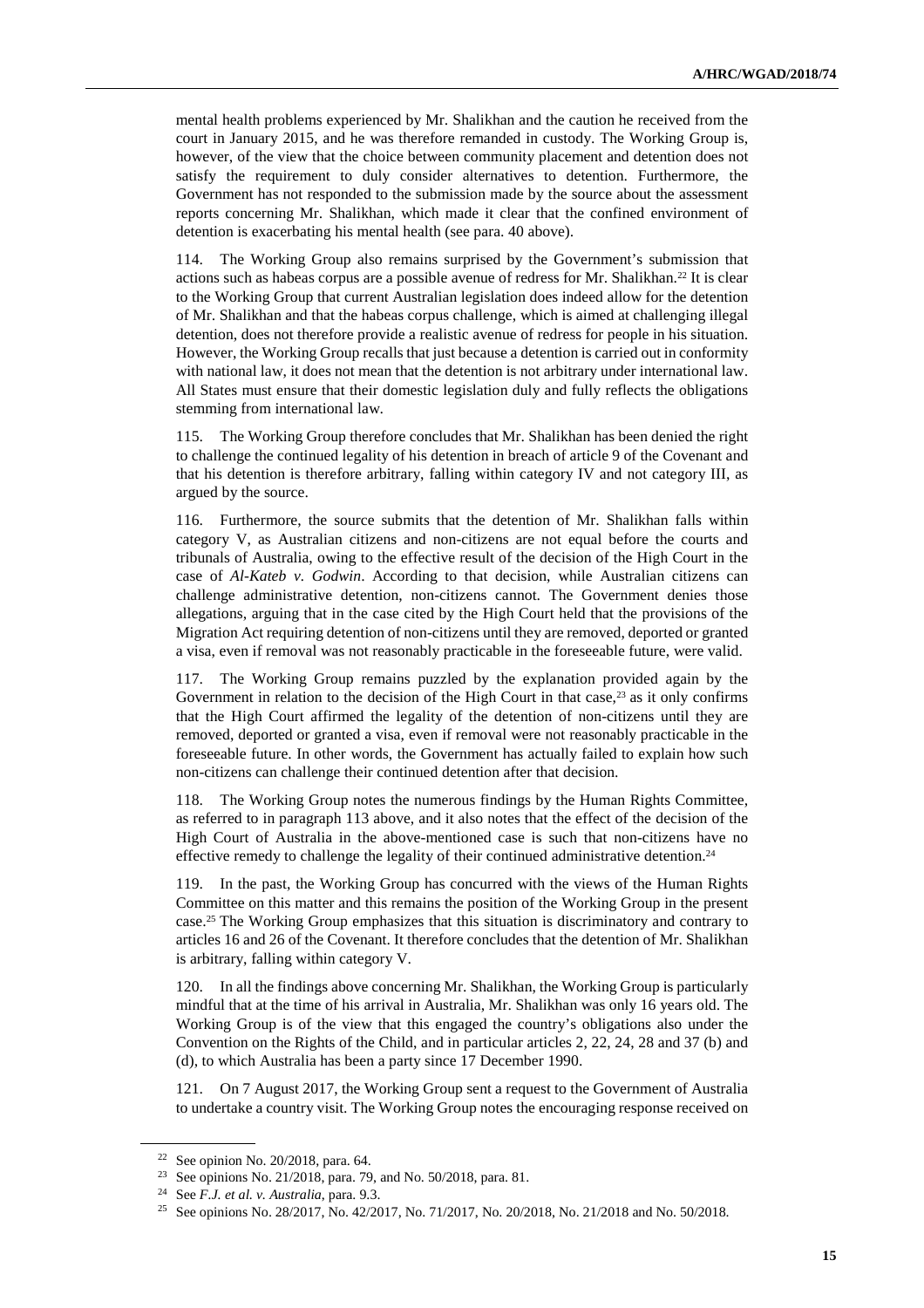mental health problems experienced by Mr. Shalikhan and the caution he received from the court in January 2015, and he was therefore remanded in custody. The Working Group is, however, of the view that the choice between community placement and detention does not satisfy the requirement to duly consider alternatives to detention. Furthermore, the Government has not responded to the submission made by the source about the assessment reports concerning Mr. Shalikhan, which made it clear that the confined environment of detention is exacerbating his mental health (see para. 40 above).

114. The Working Group also remains surprised by the Government's submission that actions such as habeas corpus are a possible avenue of redress for Mr. Shalikhan.[22] It is clear to the Working Group that current Australian legislation does indeed allow for the detention of Mr. Shalikhan and that the habeas corpus challenge, which is aimed at challenging illegal detention, does not therefore provide a realistic avenue of redress for people in his situation. However, the Working Group recalls that just because a detention is carried out in conformity with national law, it does not mean that the detention is not arbitrary under international law. All States must ensure that their domestic legislation duly and fully reflects the obligations stemming from international law.

115. The Working Group therefore concludes that Mr. Shalikhan has been denied the right to challenge the continued legality of his detention in breach of article 9 of the Covenant and that his detention is therefore arbitrary, falling within category IV and not category III, as argued by the source.

116. Furthermore, the source submits that the detention of Mr. Shalikhan falls within category V, as Australian citizens and non-citizens are not equal before the courts and tribunals of Australia, owing to the effective result of the decision of the High Court in the case of *Al-Kateb v. Godwin*. According to that decision, while Australian citizens can challenge administrative detention, non-citizens cannot. The Government denies those allegations, arguing that in the case cited by the High Court held that the provisions of the Migration Act requiring detention of non-citizens until they are removed, deported or granted a visa, even if removal was not reasonably practicable in the foreseeable future, were valid.

117. The Working Group remains puzzled by the explanation provided again by the Government in relation to the decision of the High Court in that case,[23] as it only confirms that the High Court affirmed the legality of the detention of non-citizens until they are removed, deported or granted a visa, even if removal were not reasonably practicable in the foreseeable future. In other words, the Government has actually failed to explain how such non-citizens can challenge their continued detention after that decision.

118. The Working Group notes the numerous findings by the Human Rights Committee, as referred to in paragraph 113 above, and it also notes that the effect of the decision of the High Court of Australia in the above-mentioned case is such that non-citizens have no effective remedy to challenge the legality of their continued administrative detention.[24]

119. In the past, the Working Group has concurred with the views of the Human Rights Committee on this matter and this remains the position of the Working Group in the present case.[25] The Working Group emphasizes that this situation is discriminatory and contrary to articles 16 and 26 of the Covenant. It therefore concludes that the detention of Mr. Shalikhan is arbitrary, falling within category V.

120. In all the findings above concerning Mr. Shalikhan, the Working Group is particularly mindful that at the time of his arrival in Australia, Mr. Shalikhan was only 16 years old. The Working Group is of the view that this engaged the country's obligations also under the Convention on the Rights of the Child, and in particular articles 2, 22, 24, 28 and 37 (b) and (d), to which Australia has been a party since 17 December 1990.

121. On 7 August 2017, the Working Group sent a request to the Government of Australia to undertake a country visit. The Working Group notes the encouraging response received on

---

[22] See opinion No. 20/2018, para. 64.

[23] See opinions No. 21/2018, para. 79, and No. 50/2018, para. 81.

[24] See *F.J. et al. v. Australia*, para. 9.3.

[25] See opinions No. 28/2017, No. 42/2017, No. 71/2017, No. 20/2018, No. 21/2018 and No. 50/2018.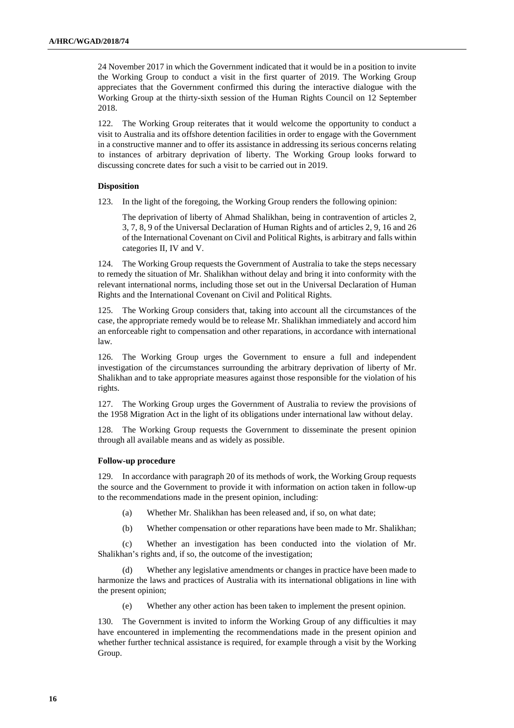24 November 2017 in which the Government indicated that it would be in a position to invite the Working Group to conduct a visit in the first quarter of 2019. The Working Group appreciates that the Government confirmed this during the interactive dialogue with the Working Group at the thirty-sixth session of the Human Rights Council on 12 September 2018.

122. The Working Group reiterates that it would welcome the opportunity to conduct a visit to Australia and its offshore detention facilities in order to engage with the Government in a constructive manner and to offer its assistance in addressing its serious concerns relating to instances of arbitrary deprivation of liberty. The Working Group looks forward to discussing concrete dates for such a visit to be carried out in 2019.

**Disposition**

123. In the light of the foregoing, the Working Group renders the following opinion:

> The deprivation of liberty of Ahmad Shalikhan, being in contravention of articles 2, 3, 7, 8, 9 of the Universal Declaration of Human Rights and of articles 2, 9, 16 and 26 of the International Covenant on Civil and Political Rights, is arbitrary and falls within categories II, IV and V.

124. The Working Group requests the Government of Australia to take the steps necessary to remedy the situation of Mr. Shalikhan without delay and bring it into conformity with the relevant international norms, including those set out in the Universal Declaration of Human Rights and the International Covenant on Civil and Political Rights.

125. The Working Group considers that, taking into account all the circumstances of the case, the appropriate remedy would be to release Mr. Shalikhan immediately and accord him an enforceable right to compensation and other reparations, in accordance with international law.

126. The Working Group urges the Government to ensure a full and independent investigation of the circumstances surrounding the arbitrary deprivation of liberty of Mr. Shalikhan and to take appropriate measures against those responsible for the violation of his rights.

127. The Working Group urges the Government of Australia to review the provisions of the 1958 Migration Act in the light of its obligations under international law without delay.

128. The Working Group requests the Government to disseminate the present opinion through all available means and as widely as possible.

**Follow-up procedure**

129. In accordance with paragraph 20 of its methods of work, the Working Group requests the source and the Government to provide it with information on action taken in follow-up to the recommendations made in the present opinion, including:

(a) Whether Mr. Shalikhan has been released and, if so, on what date;

(b) Whether compensation or other reparations have been made to Mr. Shalikhan;

(c) Whether an investigation has been conducted into the violation of Mr. Shalikhan's rights and, if so, the outcome of the investigation;

(d) Whether any legislative amendments or changes in practice have been made to harmonize the laws and practices of Australia with its international obligations in line with the present opinion;

(e) Whether any other action has been taken to implement the present opinion.

130. The Government is invited to inform the Working Group of any difficulties it may have encountered in implementing the recommendations made in the present opinion and whether further technical assistance is required, for example through a visit by the Working Group.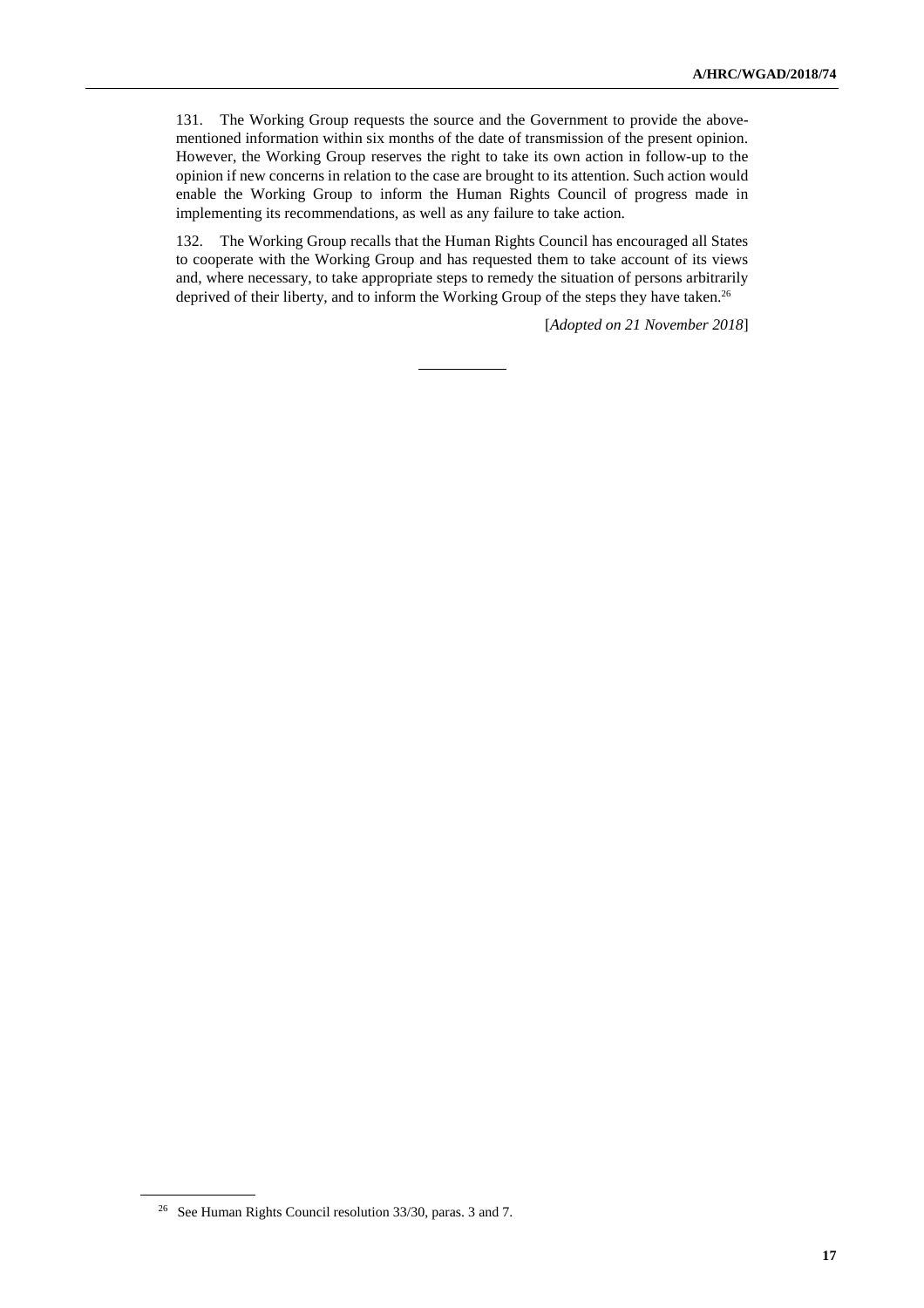131. The Working Group requests the source and the Government to provide the above-mentioned information within six months of the date of transmission of the present opinion. However, the Working Group reserves the right to take its own action in follow-up to the opinion if new concerns in relation to the case are brought to its attention. Such action would enable the Working Group to inform the Human Rights Council of progress made in implementing its recommendations, as well as any failure to take action.

132. The Working Group recalls that the Human Rights Council has encouraged all States to cooperate with the Working Group and has requested them to take account of its views and, where necessary, to take appropriate steps to remedy the situation of persons arbitrarily deprived of their liberty, and to inform the Working Group of the steps they have taken.[26]

[*Adopted on 21 November 2018*]

---

[26] See Human Rights Council resolution 33/30, paras. 3 and 7.